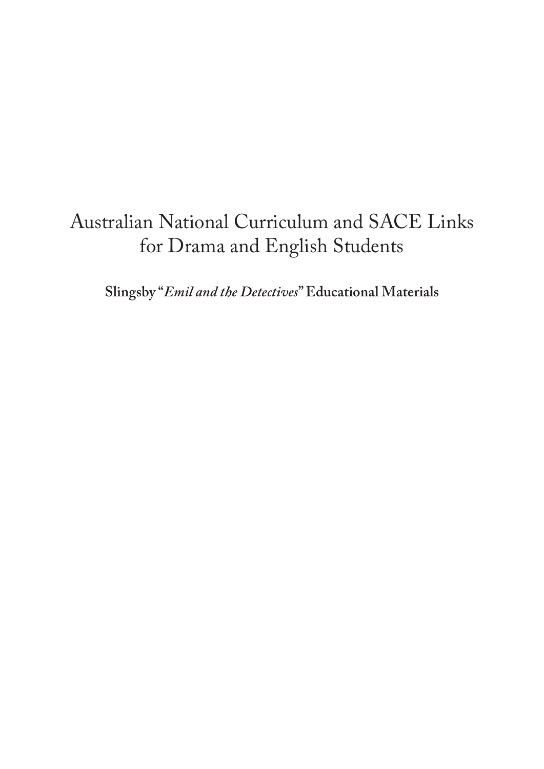# Australian National Curriculum and SACE Links for Drama and English Students

**Slingsby "*Emil and the Detectives*" Educational Materials**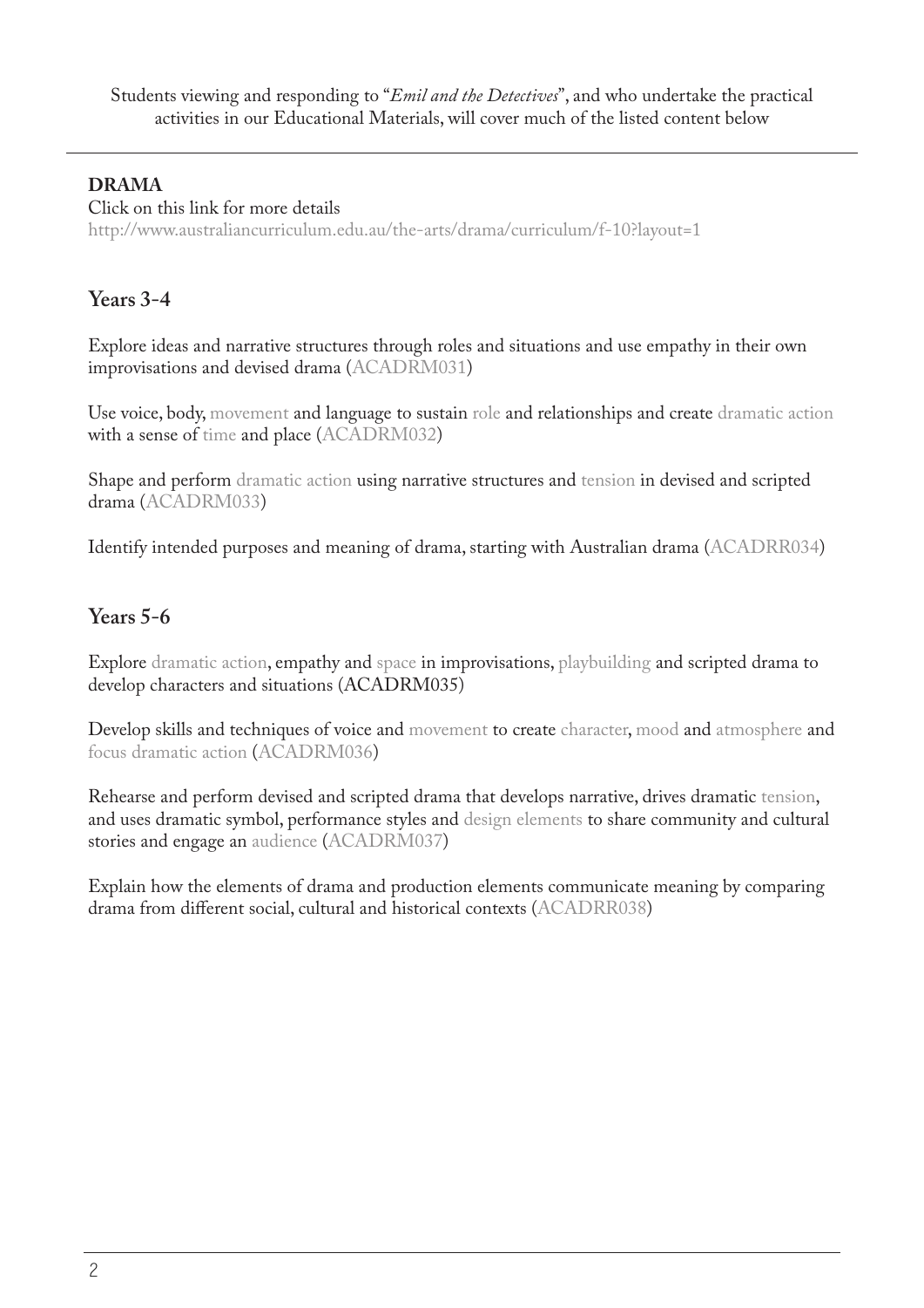Students viewing and responding to "*Emil and the Detectives*", and who undertake the practical activities in our Educational Materials, will cover much of the listed content below

---

**DRAMA**

Click on this link for more details
http://www.australiancurriculum.edu.au/the-arts/drama/curriculum/f-10?layout=1

## Years 3-4

Explore ideas and narrative structures through roles and situations and use empathy in their own improvisations and devised drama (ACADRM031)

Use voice, body, movement and language to sustain role and relationships and create dramatic action with a sense of time and place (ACADRM032)

Shape and perform dramatic action using narrative structures and tension in devised and scripted drama (ACADRM033)

Identify intended purposes and meaning of drama, starting with Australian drama (ACADRR034)

## Years 5-6

Explore dramatic action, empathy and space in improvisations, playbuilding and scripted drama to develop characters and situations (ACADRM035)

Develop skills and techniques of voice and movement to create character, mood and atmosphere and focus dramatic action (ACADRM036)

Rehearse and perform devised and scripted drama that develops narrative, drives dramatic tension, and uses dramatic symbol, performance styles and design elements to share community and cultural stories and engage an audience (ACADRM037)

Explain how the elements of drama and production elements communicate meaning by comparing drama from different social, cultural and historical contexts (ACADRR038)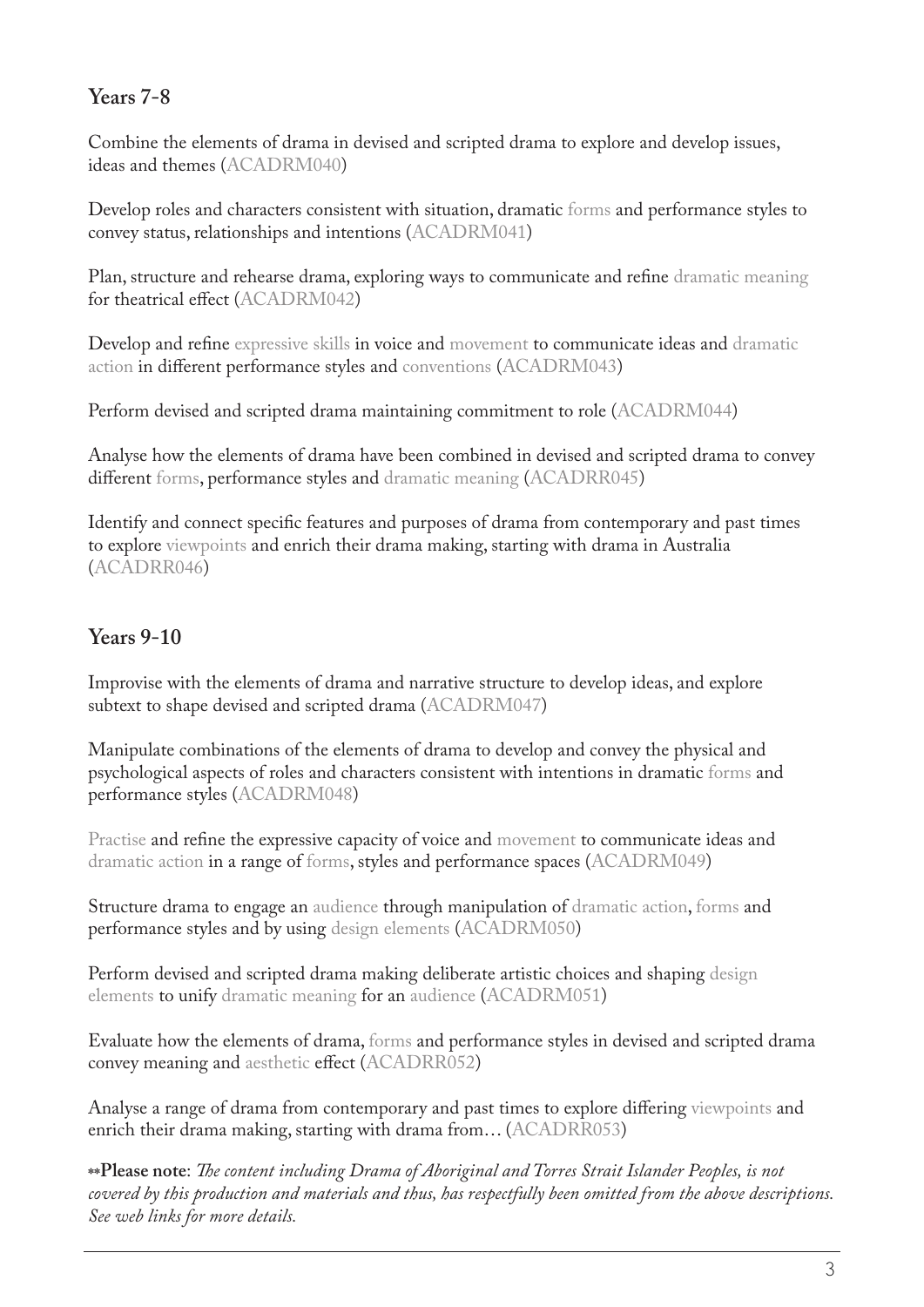## Years 7-8

Combine the elements of drama in devised and scripted drama to explore and develop issues, ideas and themes (ACADRM040)

Develop roles and characters consistent with situation, dramatic forms and performance styles to convey status, relationships and intentions (ACADRM041)

Plan, structure and rehearse drama, exploring ways to communicate and refine dramatic meaning for theatrical effect (ACADRM042)

Develop and refine expressive skills in voice and movement to communicate ideas and dramatic action in different performance styles and conventions (ACADRM043)

Perform devised and scripted drama maintaining commitment to role (ACADRM044)

Analyse how the elements of drama have been combined in devised and scripted drama to convey different forms, performance styles and dramatic meaning (ACADRR045)

Identify and connect specific features and purposes of drama from contemporary and past times to explore viewpoints and enrich their drama making, starting with drama in Australia (ACADRR046)

## Years 9-10

Improvise with the elements of drama and narrative structure to develop ideas, and explore subtext to shape devised and scripted drama (ACADRM047)

Manipulate combinations of the elements of drama to develop and convey the physical and psychological aspects of roles and characters consistent with intentions in dramatic forms and performance styles (ACADRM048)

Practise and refine the expressive capacity of voice and movement to communicate ideas and dramatic action in a range of forms, styles and performance spaces (ACADRM049)

Structure drama to engage an audience through manipulation of dramatic action, forms and performance styles and by using design elements (ACADRM050)

Perform devised and scripted drama making deliberate artistic choices and shaping design elements to unify dramatic meaning for an audience (ACADRM051)

Evaluate how the elements of drama, forms and performance styles in devised and scripted drama convey meaning and aesthetic effect (ACADRR052)

Analyse a range of drama from contemporary and past times to explore differing viewpoints and enrich their drama making, starting with drama from… (ACADRR053)

**\*\*Please note**: *The content including Drama of Aboriginal and Torres Strait Islander Peoples, is not covered by this production and materials and thus, has respectfully been omitted from the above descriptions. See web links for more details.*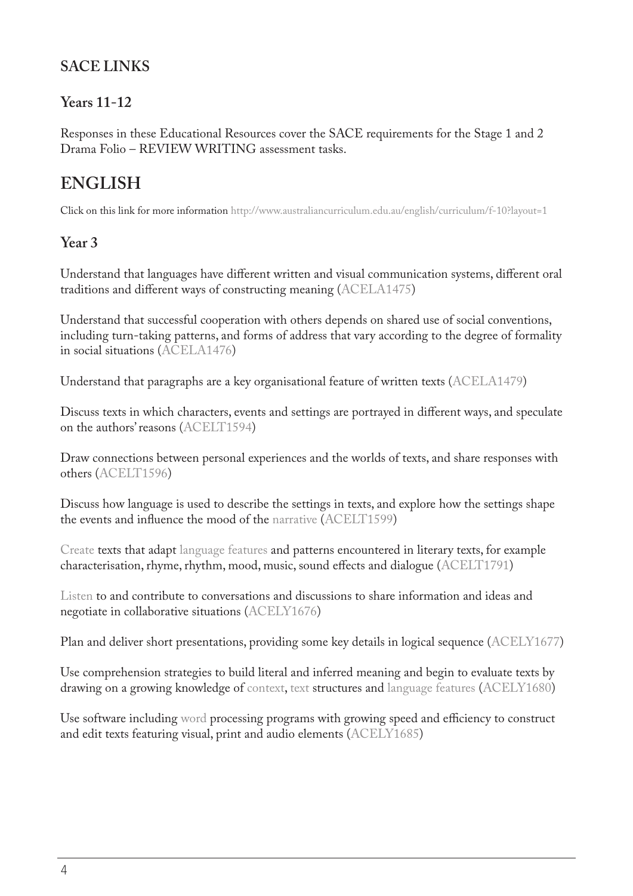### SACE LINKS

### Years 11-12

Responses in these Educational Resources cover the SACE requirements for the Stage 1 and 2 Drama Folio – REVIEW WRITING assessment tasks.

## ENGLISH

Click on this link for more information http://www.australiancurriculum.edu.au/english/curriculum/f-10?layout=1

### Year 3

Understand that languages have different written and visual communication systems, different oral traditions and different ways of constructing meaning (ACELA1475)

Understand that successful cooperation with others depends on shared use of social conventions, including turn-taking patterns, and forms of address that vary according to the degree of formality in social situations (ACELA1476)

Understand that paragraphs are a key organisational feature of written texts (ACELA1479)

Discuss texts in which characters, events and settings are portrayed in different ways, and speculate on the authors' reasons (ACELT1594)

Draw connections between personal experiences and the worlds of texts, and share responses with others (ACELT1596)

Discuss how language is used to describe the settings in texts, and explore how the settings shape the events and influence the mood of the narrative (ACELT1599)

Create texts that adapt language features and patterns encountered in literary texts, for example characterisation, rhyme, rhythm, mood, music, sound effects and dialogue (ACELT1791)

Listen to and contribute to conversations and discussions to share information and ideas and negotiate in collaborative situations (ACELY1676)

Plan and deliver short presentations, providing some key details in logical sequence (ACELY1677)

Use comprehension strategies to build literal and inferred meaning and begin to evaluate texts by drawing on a growing knowledge of context, text structures and language features (ACELY1680)

Use software including word processing programs with growing speed and efficiency to construct and edit texts featuring visual, print and audio elements (ACELY1685)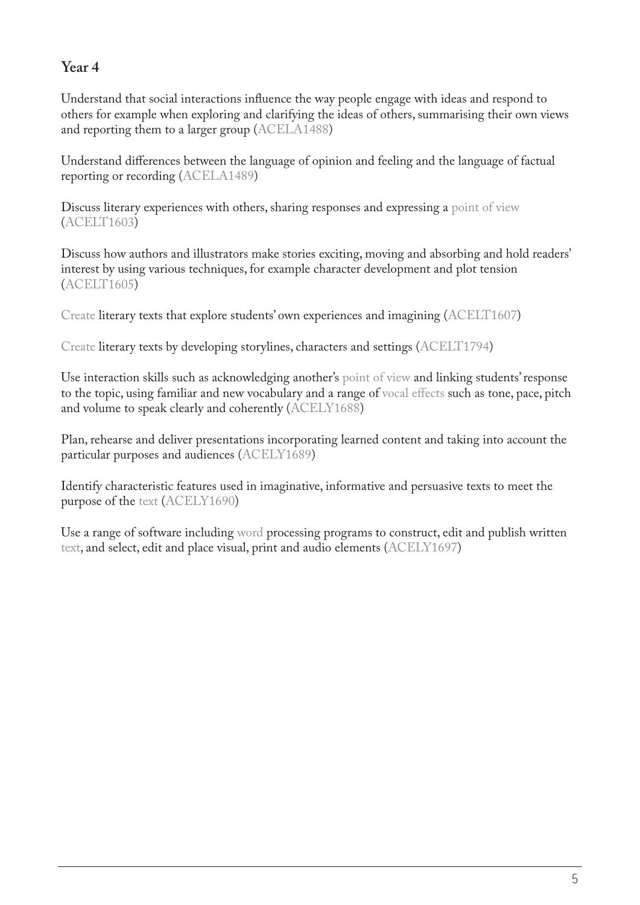## Year 4

Understand that social interactions influence the way people engage with ideas and respond to others for example when exploring and clarifying the ideas of others, summarising their own views and reporting them to a larger group (ACELA1488)

Understand differences between the language of opinion and feeling and the language of factual reporting or recording (ACELA1489)

Discuss literary experiences with others, sharing responses and expressing a point of view (ACELT1603)

Discuss how authors and illustrators make stories exciting, moving and absorbing and hold readers' interest by using various techniques, for example character development and plot tension (ACELT1605)

Create literary texts that explore students' own experiences and imagining (ACELT1607)

Create literary texts by developing storylines, characters and settings (ACELT1794)

Use interaction skills such as acknowledging another's point of view and linking students' response to the topic, using familiar and new vocabulary and a range of vocal effects such as tone, pace, pitch and volume to speak clearly and coherently (ACELY1688)

Plan, rehearse and deliver presentations incorporating learned content and taking into account the particular purposes and audiences (ACELY1689)

Identify characteristic features used in imaginative, informative and persuasive texts to meet the purpose of the text (ACELY1690)

Use a range of software including word processing programs to construct, edit and publish written text, and select, edit and place visual, print and audio elements (ACELY1697)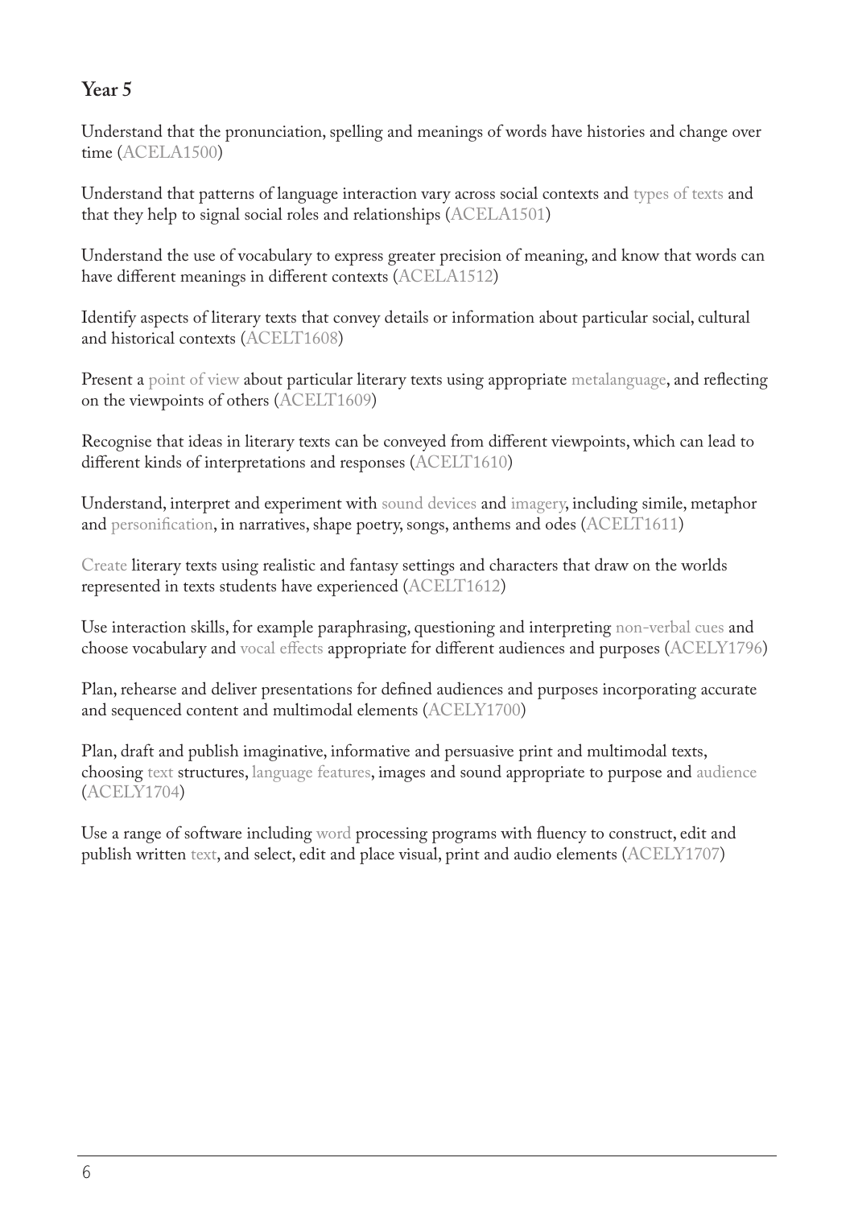## Year 5

Understand that the pronunciation, spelling and meanings of words have histories and change over time (ACELA1500)

Understand that patterns of language interaction vary across social contexts and types of texts and that they help to signal social roles and relationships (ACELA1501)

Understand the use of vocabulary to express greater precision of meaning, and know that words can have different meanings in different contexts (ACELA1512)

Identify aspects of literary texts that convey details or information about particular social, cultural and historical contexts (ACELT1608)

Present a point of view about particular literary texts using appropriate metalanguage, and reflecting on the viewpoints of others (ACELT1609)

Recognise that ideas in literary texts can be conveyed from different viewpoints, which can lead to different kinds of interpretations and responses (ACELT1610)

Understand, interpret and experiment with sound devices and imagery, including simile, metaphor and personification, in narratives, shape poetry, songs, anthems and odes (ACELT1611)

Create literary texts using realistic and fantasy settings and characters that draw on the worlds represented in texts students have experienced (ACELT1612)

Use interaction skills, for example paraphrasing, questioning and interpreting non-verbal cues and choose vocabulary and vocal effects appropriate for different audiences and purposes (ACELY1796)

Plan, rehearse and deliver presentations for defined audiences and purposes incorporating accurate and sequenced content and multimodal elements (ACELY1700)

Plan, draft and publish imaginative, informative and persuasive print and multimodal texts, choosing text structures, language features, images and sound appropriate to purpose and audience (ACELY1704)

Use a range of software including word processing programs with fluency to construct, edit and publish written text, and select, edit and place visual, print and audio elements (ACELY1707)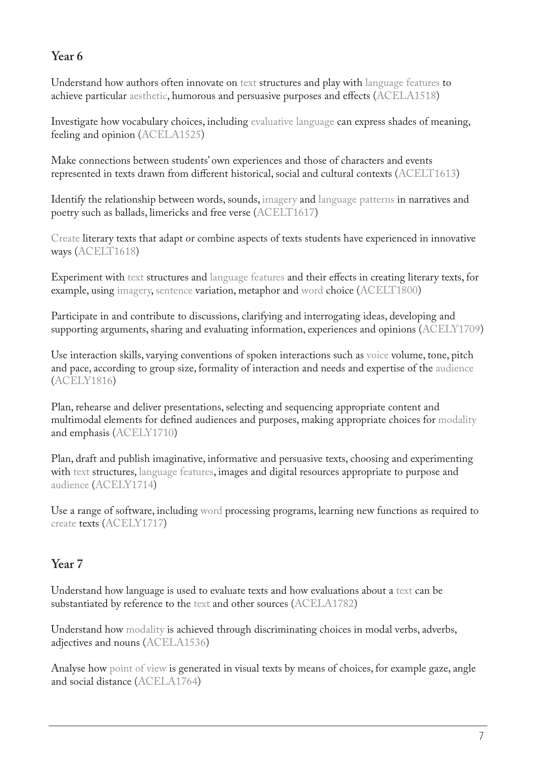## Year 6

Understand how authors often innovate on text structures and play with language features to achieve particular aesthetic, humorous and persuasive purposes and effects (ACELA1518)

Investigate how vocabulary choices, including evaluative language can express shades of meaning, feeling and opinion (ACELA1525)

Make connections between students' own experiences and those of characters and events represented in texts drawn from different historical, social and cultural contexts (ACELT1613)

Identify the relationship between words, sounds, imagery and language patterns in narratives and poetry such as ballads, limericks and free verse (ACELT1617)

Create literary texts that adapt or combine aspects of texts students have experienced in innovative ways (ACELT1618)

Experiment with text structures and language features and their effects in creating literary texts, for example, using imagery, sentence variation, metaphor and word choice (ACELT1800)

Participate in and contribute to discussions, clarifying and interrogating ideas, developing and supporting arguments, sharing and evaluating information, experiences and opinions (ACELY1709)

Use interaction skills, varying conventions of spoken interactions such as voice volume, tone, pitch and pace, according to group size, formality of interaction and needs and expertise of the audience (ACELY1816)

Plan, rehearse and deliver presentations, selecting and sequencing appropriate content and multimodal elements for defined audiences and purposes, making appropriate choices for modality and emphasis (ACELY1710)

Plan, draft and publish imaginative, informative and persuasive texts, choosing and experimenting with text structures, language features, images and digital resources appropriate to purpose and audience (ACELY1714)

Use a range of software, including word processing programs, learning new functions as required to create texts (ACELY1717)

## Year 7

Understand how language is used to evaluate texts and how evaluations about a text can be substantiated by reference to the text and other sources (ACELA1782)

Understand how modality is achieved through discriminating choices in modal verbs, adverbs, adjectives and nouns (ACELA1536)

Analyse how point of view is generated in visual texts by means of choices, for example gaze, angle and social distance (ACELA1764)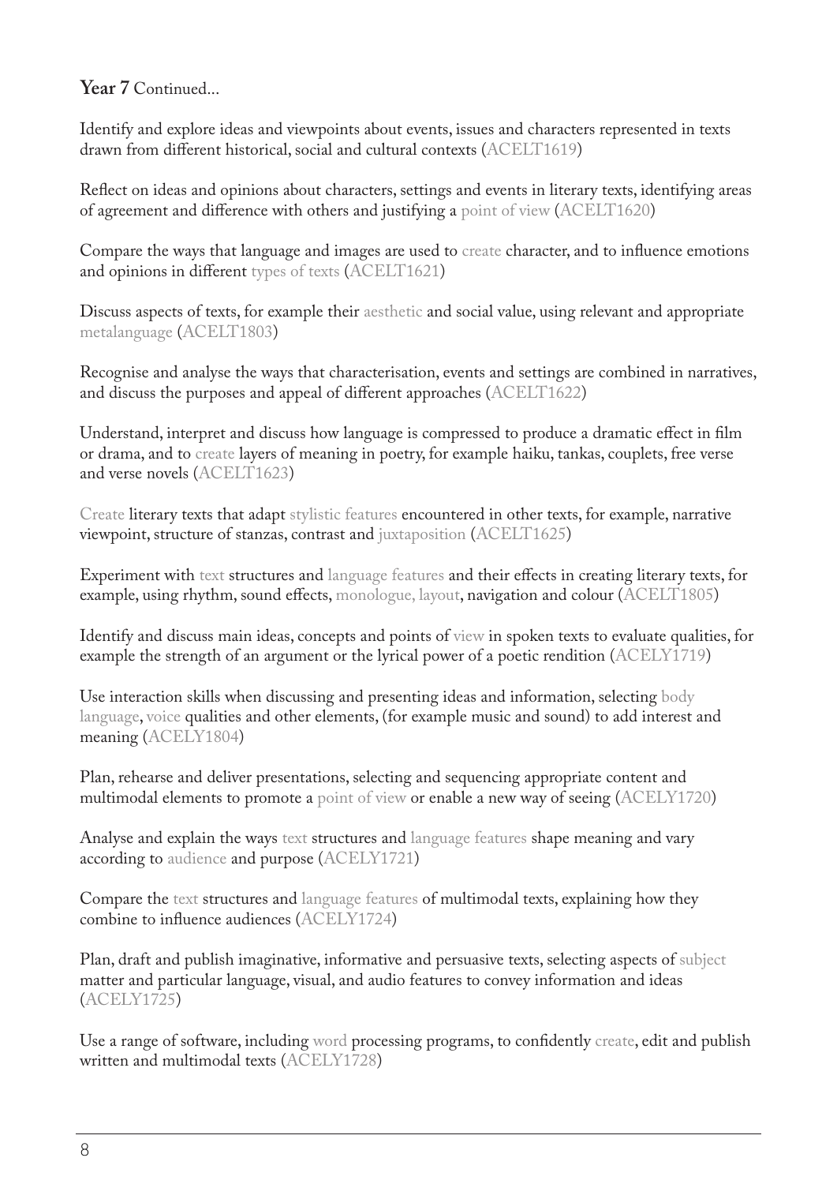**Year 7** Continued...

Identify and explore ideas and viewpoints about events, issues and characters represented in texts drawn from different historical, social and cultural contexts (ACELT1619)

Reflect on ideas and opinions about characters, settings and events in literary texts, identifying areas of agreement and difference with others and justifying a point of view (ACELT1620)

Compare the ways that language and images are used to create character, and to influence emotions and opinions in different types of texts (ACELT1621)

Discuss aspects of texts, for example their aesthetic and social value, using relevant and appropriate metalanguage (ACELT1803)

Recognise and analyse the ways that characterisation, events and settings are combined in narratives, and discuss the purposes and appeal of different approaches (ACELT1622)

Understand, interpret and discuss how language is compressed to produce a dramatic effect in film or drama, and to create layers of meaning in poetry, for example haiku, tankas, couplets, free verse and verse novels (ACELT1623)

Create literary texts that adapt stylistic features encountered in other texts, for example, narrative viewpoint, structure of stanzas, contrast and juxtaposition (ACELT1625)

Experiment with text structures and language features and their effects in creating literary texts, for example, using rhythm, sound effects, monologue, layout, navigation and colour (ACELT1805)

Identify and discuss main ideas, concepts and points of view in spoken texts to evaluate qualities, for example the strength of an argument or the lyrical power of a poetic rendition (ACELY1719)

Use interaction skills when discussing and presenting ideas and information, selecting body language, voice qualities and other elements, (for example music and sound) to add interest and meaning (ACELY1804)

Plan, rehearse and deliver presentations, selecting and sequencing appropriate content and multimodal elements to promote a point of view or enable a new way of seeing (ACELY1720)

Analyse and explain the ways text structures and language features shape meaning and vary according to audience and purpose (ACELY1721)

Compare the text structures and language features of multimodal texts, explaining how they combine to influence audiences (ACELY1724)

Plan, draft and publish imaginative, informative and persuasive texts, selecting aspects of subject matter and particular language, visual, and audio features to convey information and ideas (ACELY1725)

Use a range of software, including word processing programs, to confidently create, edit and publish written and multimodal texts (ACELY1728)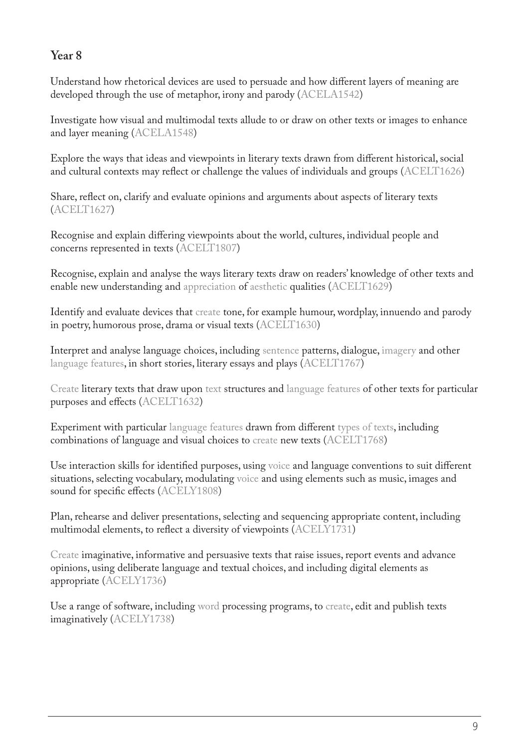## Year 8

Understand how rhetorical devices are used to persuade and how different layers of meaning are developed through the use of metaphor, irony and parody (ACELA1542)

Investigate how visual and multimodal texts allude to or draw on other texts or images to enhance and layer meaning (ACELA1548)

Explore the ways that ideas and viewpoints in literary texts drawn from different historical, social and cultural contexts may reflect or challenge the values of individuals and groups (ACELT1626)

Share, reflect on, clarify and evaluate opinions and arguments about aspects of literary texts (ACELT1627)

Recognise and explain differing viewpoints about the world, cultures, individual people and concerns represented in texts (ACELT1807)

Recognise, explain and analyse the ways literary texts draw on readers' knowledge of other texts and enable new understanding and appreciation of aesthetic qualities (ACELT1629)

Identify and evaluate devices that create tone, for example humour, wordplay, innuendo and parody in poetry, humorous prose, drama or visual texts (ACELT1630)

Interpret and analyse language choices, including sentence patterns, dialogue, imagery and other language features, in short stories, literary essays and plays (ACELT1767)

Create literary texts that draw upon text structures and language features of other texts for particular purposes and effects (ACELT1632)

Experiment with particular language features drawn from different types of texts, including combinations of language and visual choices to create new texts (ACELT1768)

Use interaction skills for identified purposes, using voice and language conventions to suit different situations, selecting vocabulary, modulating voice and using elements such as music, images and sound for specific effects (ACELY1808)

Plan, rehearse and deliver presentations, selecting and sequencing appropriate content, including multimodal elements, to reflect a diversity of viewpoints (ACELY1731)

Create imaginative, informative and persuasive texts that raise issues, report events and advance opinions, using deliberate language and textual choices, and including digital elements as appropriate (ACELY1736)

Use a range of software, including word processing programs, to create, edit and publish texts imaginatively (ACELY1738)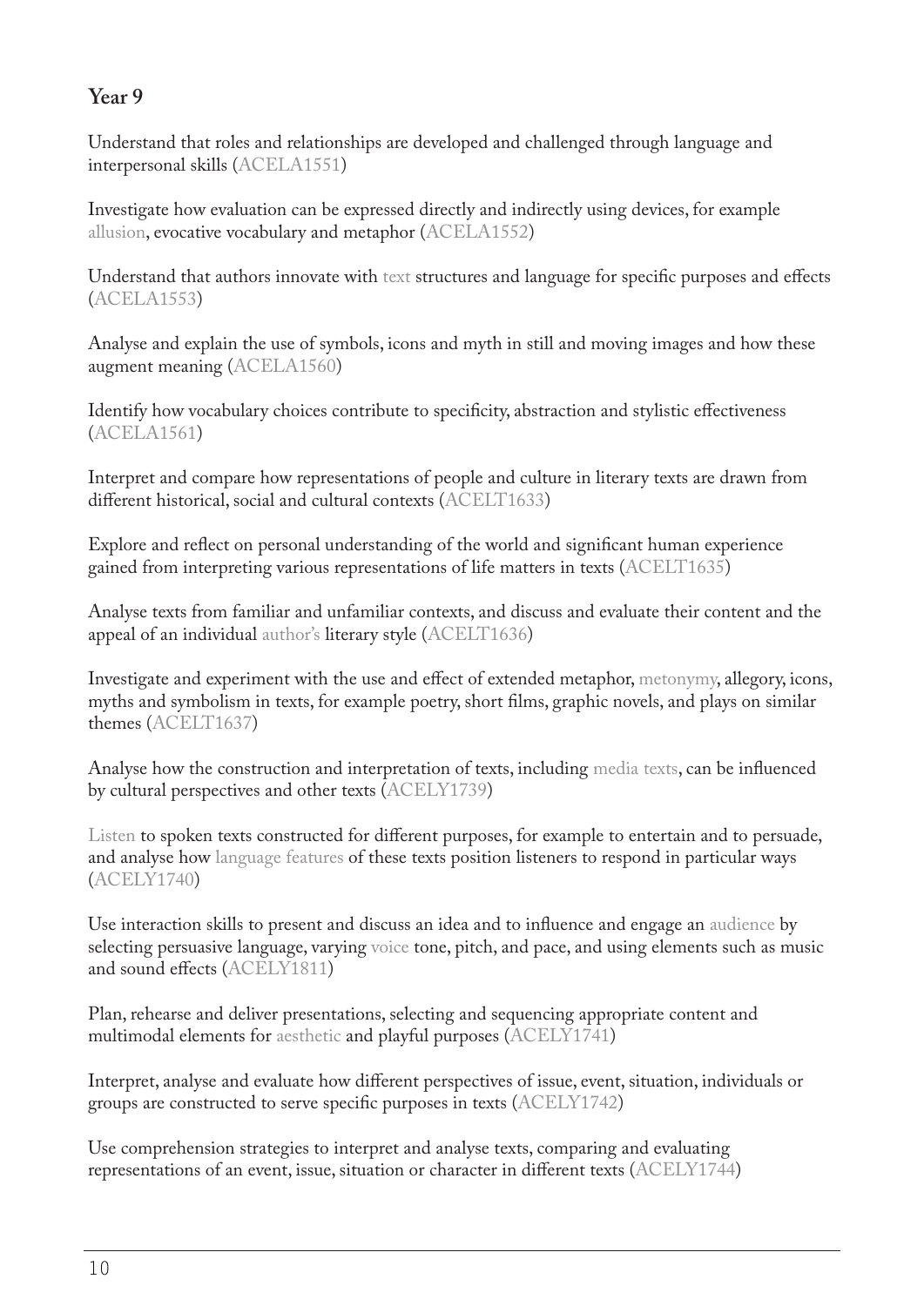## Year 9

Understand that roles and relationships are developed and challenged through language and interpersonal skills (ACELA1551)

Investigate how evaluation can be expressed directly and indirectly using devices, for example allusion, evocative vocabulary and metaphor (ACELA1552)

Understand that authors innovate with text structures and language for specific purposes and effects (ACELA1553)

Analyse and explain the use of symbols, icons and myth in still and moving images and how these augment meaning (ACELA1560)

Identify how vocabulary choices contribute to specificity, abstraction and stylistic effectiveness (ACELA1561)

Interpret and compare how representations of people and culture in literary texts are drawn from different historical, social and cultural contexts (ACELT1633)

Explore and reflect on personal understanding of the world and significant human experience gained from interpreting various representations of life matters in texts (ACELT1635)

Analyse texts from familiar and unfamiliar contexts, and discuss and evaluate their content and the appeal of an individual author's literary style (ACELT1636)

Investigate and experiment with the use and effect of extended metaphor, metonymy, allegory, icons, myths and symbolism in texts, for example poetry, short films, graphic novels, and plays on similar themes (ACELT1637)

Analyse how the construction and interpretation of texts, including media texts, can be influenced by cultural perspectives and other texts (ACELY1739)

Listen to spoken texts constructed for different purposes, for example to entertain and to persuade, and analyse how language features of these texts position listeners to respond in particular ways (ACELY1740)

Use interaction skills to present and discuss an idea and to influence and engage an audience by selecting persuasive language, varying voice tone, pitch, and pace, and using elements such as music and sound effects (ACELY1811)

Plan, rehearse and deliver presentations, selecting and sequencing appropriate content and multimodal elements for aesthetic and playful purposes (ACELY1741)

Interpret, analyse and evaluate how different perspectives of issue, event, situation, individuals or groups are constructed to serve specific purposes in texts (ACELY1742)

Use comprehension strategies to interpret and analyse texts, comparing and evaluating representations of an event, issue, situation or character in different texts (ACELY1744)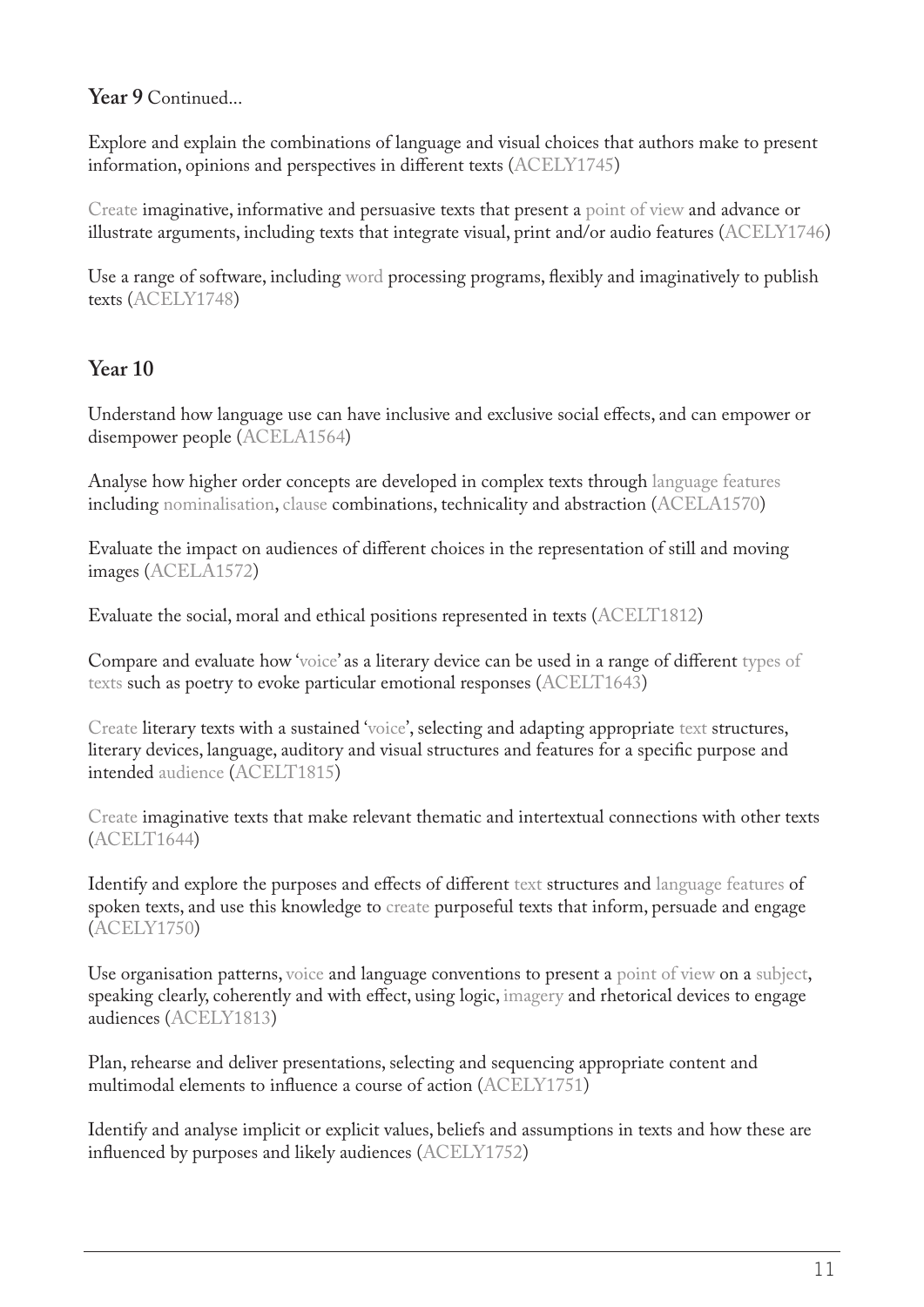**Year 9** Continued...

Explore and explain the combinations of language and visual choices that authors make to present information, opinions and perspectives in different texts (ACELY1745)

Create imaginative, informative and persuasive texts that present a point of view and advance or illustrate arguments, including texts that integrate visual, print and/or audio features (ACELY1746)

Use a range of software, including word processing programs, flexibly and imaginatively to publish texts (ACELY1748)

## Year 10

Understand how language use can have inclusive and exclusive social effects, and can empower or disempower people (ACELA1564)

Analyse how higher order concepts are developed in complex texts through language features including nominalisation, clause combinations, technicality and abstraction (ACELA1570)

Evaluate the impact on audiences of different choices in the representation of still and moving images (ACELA1572)

Evaluate the social, moral and ethical positions represented in texts (ACELT1812)

Compare and evaluate how 'voice' as a literary device can be used in a range of different types of texts such as poetry to evoke particular emotional responses (ACELT1643)

Create literary texts with a sustained 'voice', selecting and adapting appropriate text structures, literary devices, language, auditory and visual structures and features for a specific purpose and intended audience (ACELT1815)

Create imaginative texts that make relevant thematic and intertextual connections with other texts (ACELT1644)

Identify and explore the purposes and effects of different text structures and language features of spoken texts, and use this knowledge to create purposeful texts that inform, persuade and engage (ACELY1750)

Use organisation patterns, voice and language conventions to present a point of view on a subject, speaking clearly, coherently and with effect, using logic, imagery and rhetorical devices to engage audiences (ACELY1813)

Plan, rehearse and deliver presentations, selecting and sequencing appropriate content and multimodal elements to influence a course of action (ACELY1751)

Identify and analyse implicit or explicit values, beliefs and assumptions in texts and how these are influenced by purposes and likely audiences (ACELY1752)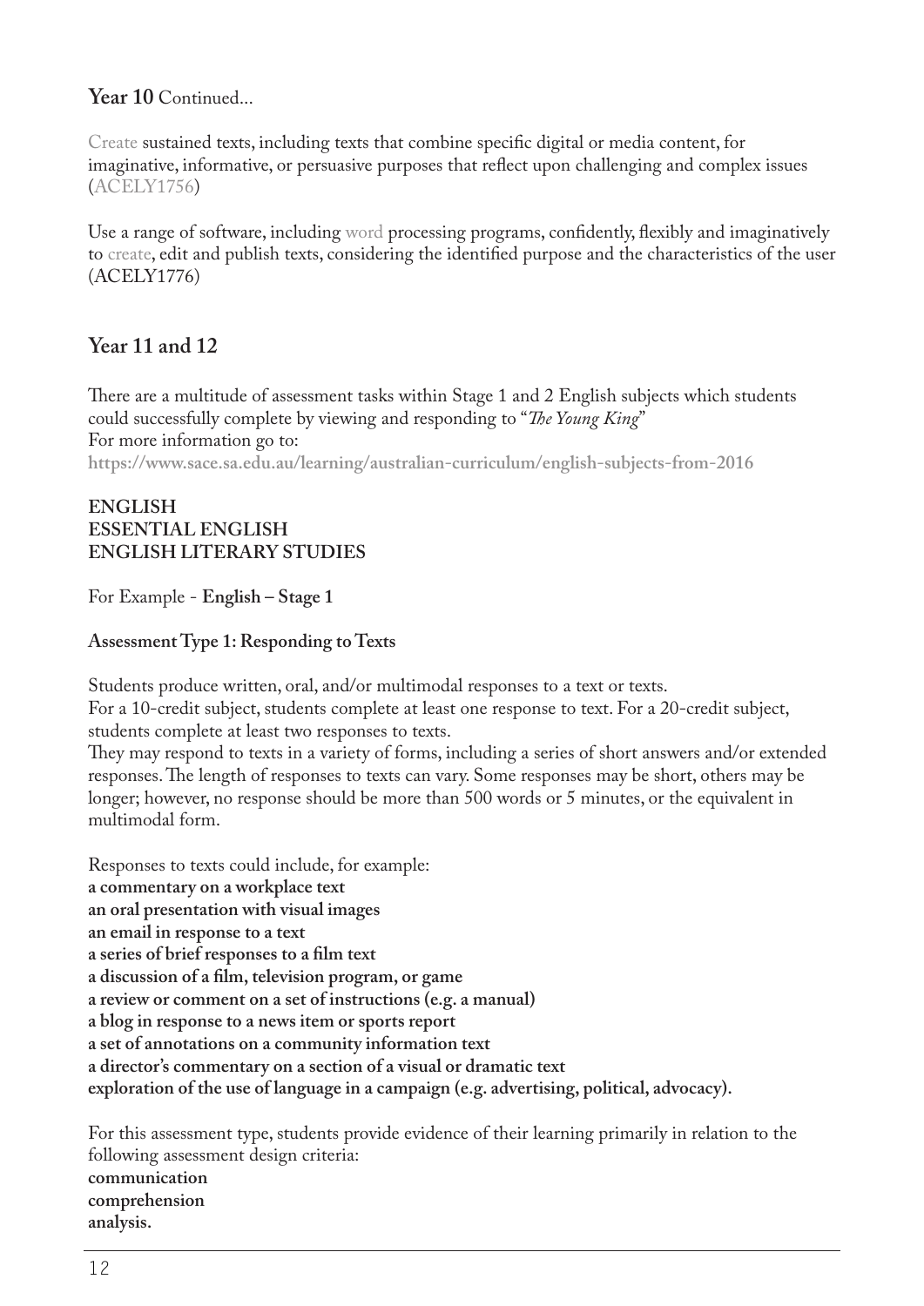## Year 10 Continued...

Create sustained texts, including texts that combine specific digital or media content, for imaginative, informative, or persuasive purposes that reflect upon challenging and complex issues (ACELY1756)

Use a range of software, including word processing programs, confidently, flexibly and imaginatively to create, edit and publish texts, considering the identified purpose and the characteristics of the user (ACELY1776)

## Year 11 and 12

There are a multitude of assessment tasks within Stage 1 and 2 English subjects which students could successfully complete by viewing and responding to "*The Young King*"
For more information go to:
https://www.sace.sa.edu.au/learning/australian-curriculum/english-subjects-from-2016

**ENGLISH**
**ESSENTIAL ENGLISH**
**ENGLISH LITERARY STUDIES**

For Example - **English – Stage 1**

**Assessment Type 1: Responding to Texts**

Students produce written, oral, and/or multimodal responses to a text or texts.
For a 10-credit subject, students complete at least one response to text. For a 20-credit subject, students complete at least two responses to texts.
They may respond to texts in a variety of forms, including a series of short answers and/or extended responses. The length of responses to texts can vary. Some responses may be short, others may be longer; however, no response should be more than 500 words or 5 minutes, or the equivalent in multimodal form.

Responses to texts could include, for example:
**a commentary on a workplace text**
**an oral presentation with visual images**
**an email in response to a text**
**a series of brief responses to a film text**
**a discussion of a film, television program, or game**
**a review or comment on a set of instructions (e.g. a manual)**
**a blog in response to a news item or sports report**
**a set of annotations on a community information text**
**a director's commentary on a section of a visual or dramatic text**
**exploration of the use of language in a campaign (e.g. advertising, political, advocacy).**

For this assessment type, students provide evidence of their learning primarily in relation to the following assessment design criteria:
**communication**
**comprehension**
**analysis.**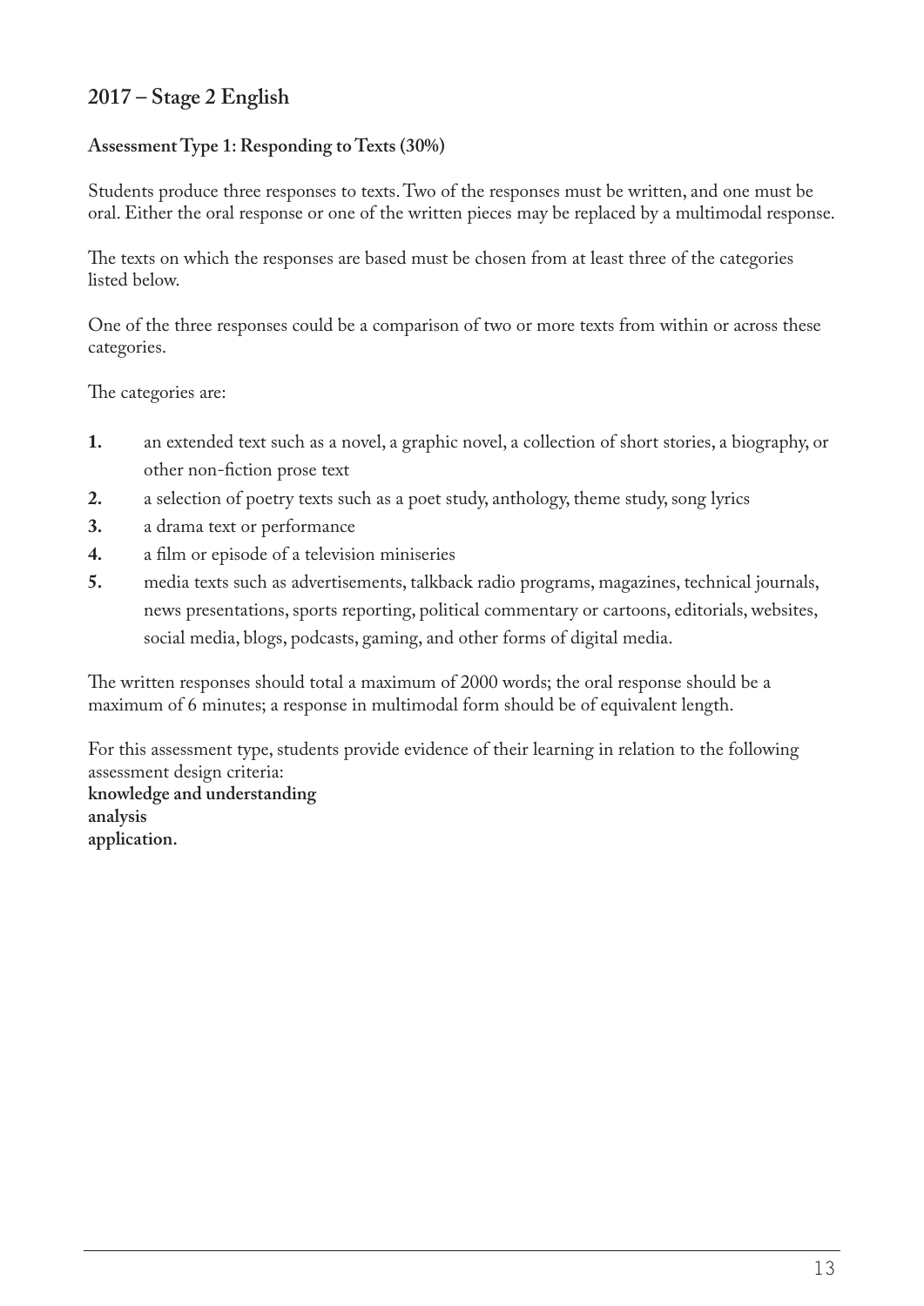## 2017 – Stage 2 English

### Assessment Type 1: Responding to Texts (30%)

Students produce three responses to texts. Two of the responses must be written, and one must be oral. Either the oral response or one of the written pieces may be replaced by a multimodal response.

The texts on which the responses are based must be chosen from at least three of the categories listed below.

One of the three responses could be a comparison of two or more texts from within or across these categories.

The categories are:

1. an extended text such as a novel, a graphic novel, a collection of short stories, a biography, or other non-fiction prose text
2. a selection of poetry texts such as a poet study, anthology, theme study, song lyrics
3. a drama text or performance
4. a film or episode of a television miniseries
5. media texts such as advertisements, talkback radio programs, magazines, technical journals, news presentations, sports reporting, political commentary or cartoons, editorials, websites, social media, blogs, podcasts, gaming, and other forms of digital media.

The written responses should total a maximum of 2000 words; the oral response should be a maximum of 6 minutes; a response in multimodal form should be of equivalent length.

For this assessment type, students provide evidence of their learning in relation to the following assessment design criteria:
**knowledge and understanding**
**analysis**
**application.**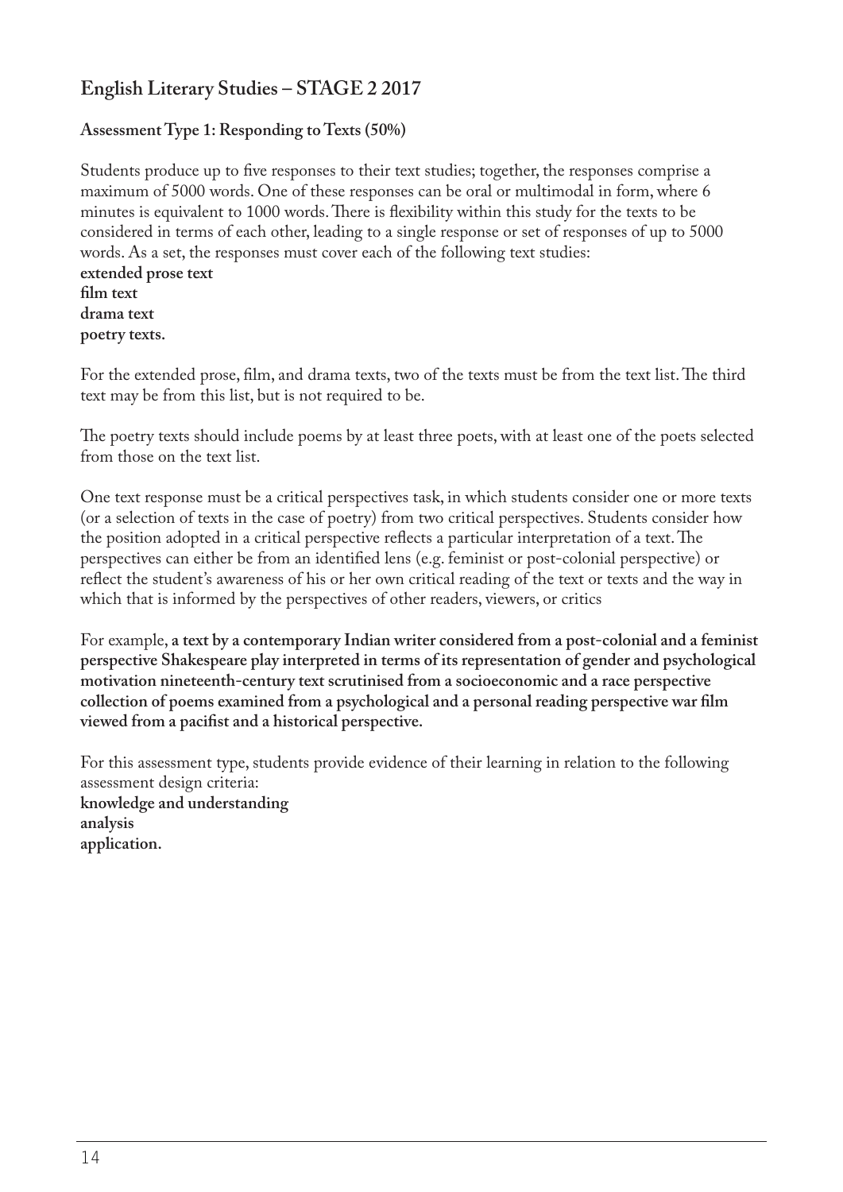## English Literary Studies – STAGE 2 2017

### Assessment Type 1: Responding to Texts (50%)

Students produce up to five responses to their text studies; together, the responses comprise a maximum of 5000 words. One of these responses can be oral or multimodal in form, where 6 minutes is equivalent to 1000 words. There is flexibility within this study for the texts to be considered in terms of each other, leading to a single response or set of responses of up to 5000 words. As a set, the responses must cover each of the following text studies:

**extended prose text**
**film text**
**drama text**
**poetry texts.**

For the extended prose, film, and drama texts, two of the texts must be from the text list. The third text may be from this list, but is not required to be.

The poetry texts should include poems by at least three poets, with at least one of the poets selected from those on the text list.

One text response must be a critical perspectives task, in which students consider one or more texts (or a selection of texts in the case of poetry) from two critical perspectives. Students consider how the position adopted in a critical perspective reflects a particular interpretation of a text. The perspectives can either be from an identified lens (e.g. feminist or post-colonial perspective) or reflect the student's awareness of his or her own critical reading of the text or texts and the way in which that is informed by the perspectives of other readers, viewers, or critics

For example, **a text by a contemporary Indian writer considered from a post-colonial and a feminist perspective Shakespeare play interpreted in terms of its representation of gender and psychological motivation nineteenth-century text scrutinised from a socioeconomic and a race perspective collection of poems examined from a psychological and a personal reading perspective war film viewed from a pacifist and a historical perspective.**

For this assessment type, students provide evidence of their learning in relation to the following assessment design criteria:

**knowledge and understanding**
**analysis**
**application.**